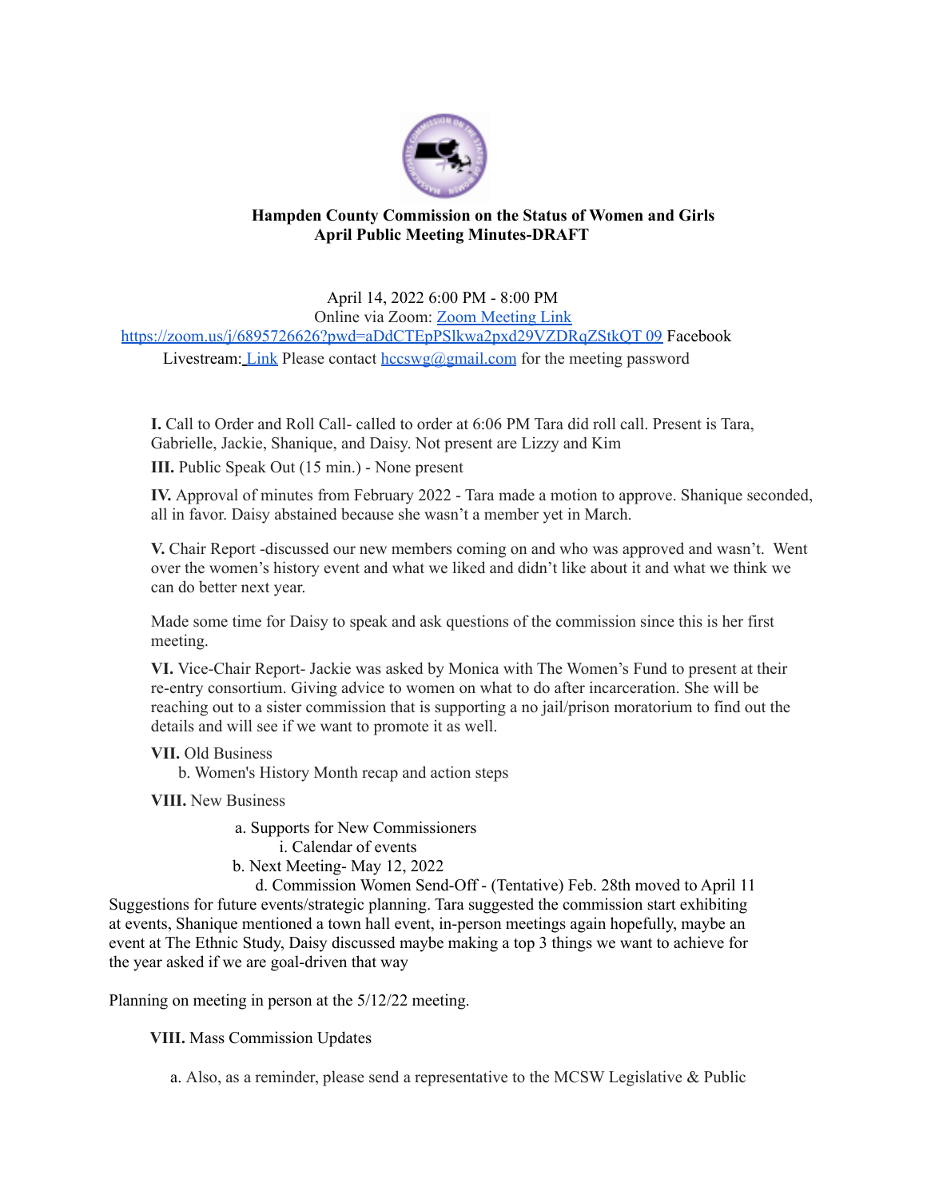**Hampden County Commission on the Status of Women and Girls**
**April Public Meeting Minutes-DRAFT**

April 14, 2022 6:00 PM - 8:00 PM
Online via Zoom: [Zoom Meeting Link](https://zoom.us/j/6895726626?pwd=aDdCTEpPSlkwa2pxd29VZDRqZStkQT09)
[https://zoom.us/j/6895726626?pwd=aDdCTEpPSlkwa2pxd29VZDRqZStkQT 09](https://zoom.us/j/6895726626?pwd=aDdCTEpPSlkwa2pxd29VZDRqZStkQT09) Facebook Livestream: Link Please contact hccswg@gmail.com for the meeting password

**I.** Call to Order and Roll Call- called to order at 6:06 PM Tara did roll call. Present is Tara, Gabrielle, Jackie, Shanique, and Daisy. Not present are Lizzy and Kim

**III.** Public Speak Out (15 min.) - None present

**IV.** Approval of minutes from February 2022 - Tara made a motion to approve. Shanique seconded, all in favor. Daisy abstained because she wasn't a member yet in March.

**V.** Chair Report -discussed our new members coming on and who was approved and wasn't. Went over the women's history event and what we liked and didn't like about it and what we think we can do better next year.

Made some time for Daisy to speak and ask questions of the commission since this is her first meeting.

**VI.** Vice-Chair Report- Jackie was asked by Monica with The Women's Fund to present at their re-entry consortium. Giving advice to women on what to do after incarceration. She will be reaching out to a sister commission that is supporting a no jail/prison moratorium to find out the details and will see if we want to promote it as well.

**VII.** Old Business

- b. Women's History Month recap and action steps

**VIII.** New Business

- a. Supports for New Commissioners
  - i. Calendar of events
- b. Next Meeting- May 12, 2022
- d. Commission Women Send-Off - (Tentative) Feb. 28th moved to April 11

Suggestions for future events/strategic planning. Tara suggested the commission start exhibiting at events, Shanique mentioned a town hall event, in-person meetings again hopefully, maybe an event at The Ethnic Study, Daisy discussed maybe making a top 3 things we want to achieve for the year asked if we are goal-driven that way

Planning on meeting in person at the 5/12/22 meeting.

**VIII.** Mass Commission Updates

- a. Also, as a reminder, please send a representative to the MCSW Legislative & Public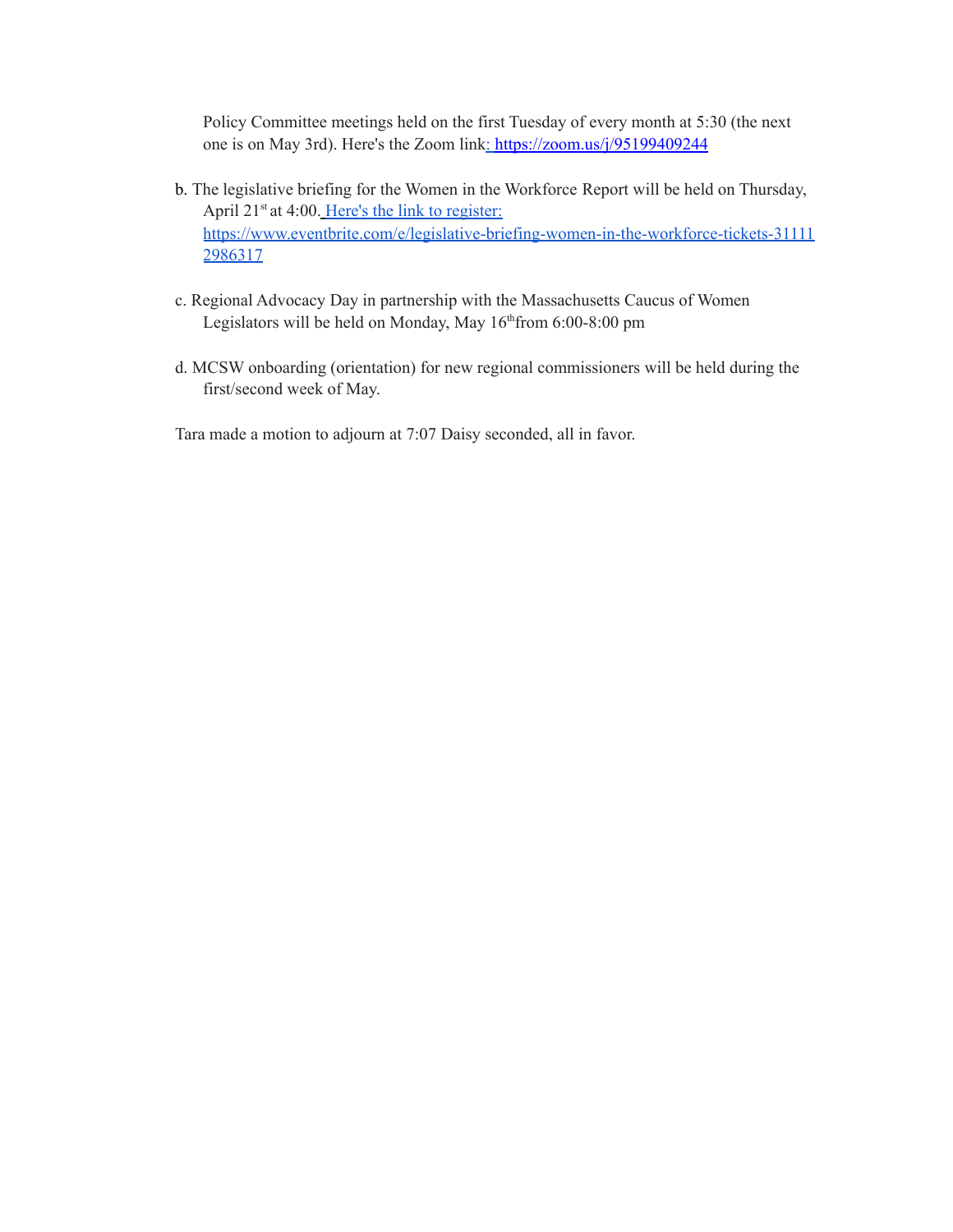Policy Committee meetings held on the first Tuesday of every month at 5:30 (the next one is on May 3rd). Here's the Zoom link: https://zoom.us/j/95199409244

b. The legislative briefing for the Women in the Workforce Report will be held on Thursday, April 21st at 4:00. Here's the link to register: https://www.eventbrite.com/e/legislative-briefing-women-in-the-workforce-tickets-311112986317

c. Regional Advocacy Day in partnership with the Massachusetts Caucus of Women Legislators will be held on Monday, May 16th from 6:00-8:00 pm

d. MCSW onboarding (orientation) for new regional commissioners will be held during the first/second week of May.

Tara made a motion to adjourn at 7:07 Daisy seconded, all in favor.